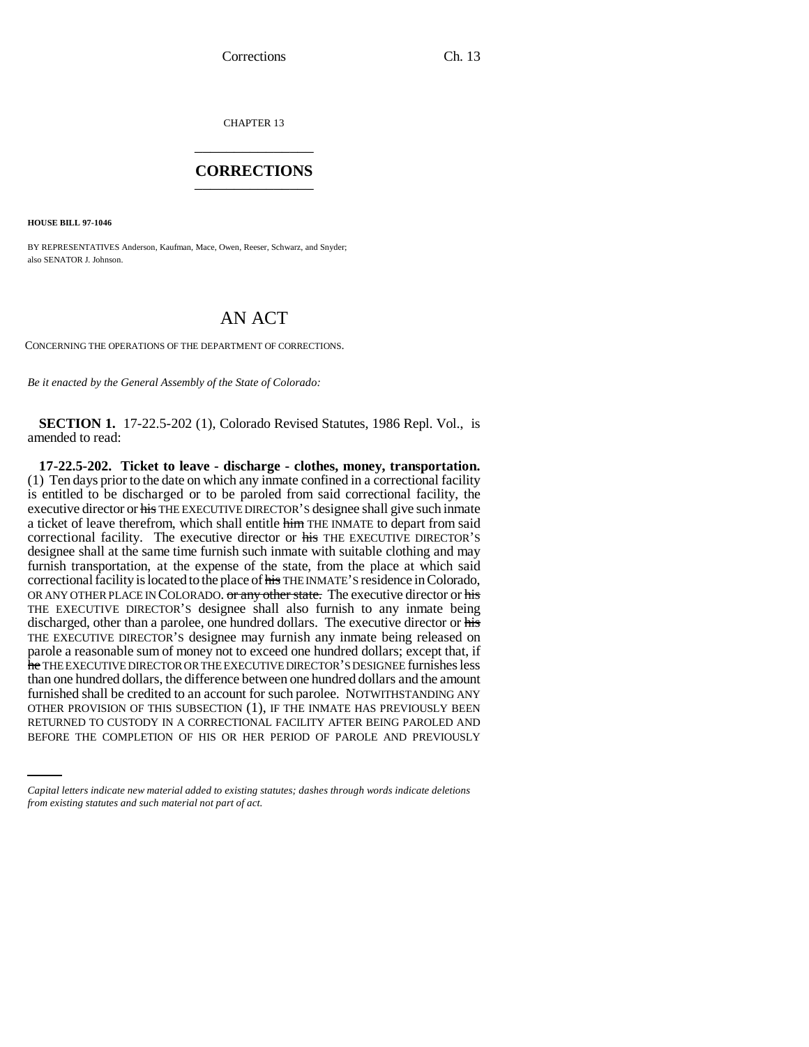CHAPTER 13

## CORRECTIONS

**HOUSE BILL 97-1046**

BY REPRESENTATIVES Anderson, Kaufman, Mace, Owen, Reeser, Schwarz, and Snyder; also SENATOR J. Johnson.

# AN ACT

CONCERNING THE OPERATIONS OF THE DEPARTMENT OF CORRECTIONS.

*Be it enacted by the General Assembly of the State of Colorado:*

**SECTION 1.** 17-22.5-202 (1), Colorado Revised Statutes, 1986 Repl. Vol., is amended to read:

**17-22.5-202. Ticket to leave - discharge - clothes, money, transportation.** (1) Ten days prior to the date on which any inmate confined in a correctional facility is entitled to be discharged or to be paroled from said correctional facility, the executive director or ~~his~~ THE EXECUTIVE DIRECTOR'S designee shall give such inmate a ticket of leave therefrom, which shall entitle ~~him~~ THE INMATE to depart from said correctional facility. The executive director or ~~his~~ THE EXECUTIVE DIRECTOR'S designee shall at the same time furnish such inmate with suitable clothing and may furnish transportation, at the expense of the state, from the place at which said correctional facility is located to the place of ~~his~~ THE INMATE'S residence in Colorado, OR ANY OTHER PLACE IN COLORADO. ~~or any other state.~~ The executive director or ~~his~~ THE EXECUTIVE DIRECTOR'S designee shall also furnish to any inmate being discharged, other than a parolee, one hundred dollars. The executive director or ~~his~~ THE EXECUTIVE DIRECTOR'S designee may furnish any inmate being released on parole a reasonable sum of money not to exceed one hundred dollars; except that, if ~~he~~ THE EXECUTIVE DIRECTOR OR THE EXECUTIVE DIRECTOR'S DESIGNEE furnishes less than one hundred dollars, the difference between one hundred dollars and the amount furnished shall be credited to an account for such parolee. NOTWITHSTANDING ANY OTHER PROVISION OF THIS SUBSECTION (1), IF THE INMATE HAS PREVIOUSLY BEEN RETURNED TO CUSTODY IN A CORRECTIONAL FACILITY AFTER BEING PAROLED AND BEFORE THE COMPLETION OF HIS OR HER PERIOD OF PAROLE AND PREVIOUSLY

*Capital letters indicate new material added to existing statutes; dashes through words indicate deletions from existing statutes and such material not part of act.*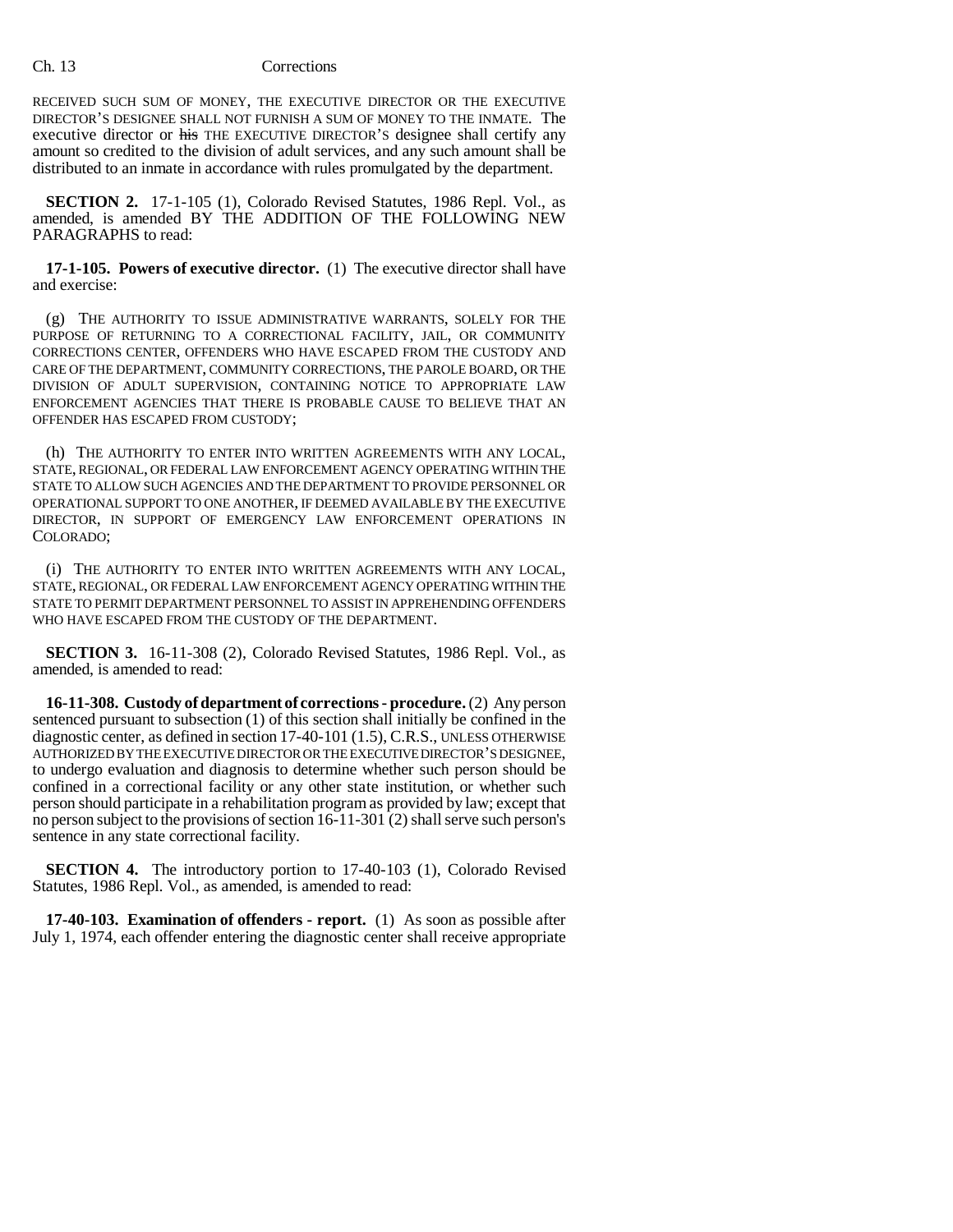RECEIVED SUCH SUM OF MONEY, THE EXECUTIVE DIRECTOR OR THE EXECUTIVE DIRECTOR'S DESIGNEE SHALL NOT FURNISH A SUM OF MONEY TO THE INMATE. The executive director or ~~his~~ THE EXECUTIVE DIRECTOR'S designee shall certify any amount so credited to the division of adult services, and any such amount shall be distributed to an inmate in accordance with rules promulgated by the department.

**SECTION 2.** 17-1-105 (1), Colorado Revised Statutes, 1986 Repl. Vol., as amended, is amended BY THE ADDITION OF THE FOLLOWING NEW PARAGRAPHS to read:

**17-1-105. Powers of executive director.** (1) The executive director shall have and exercise:

(g) THE AUTHORITY TO ISSUE ADMINISTRATIVE WARRANTS, SOLELY FOR THE PURPOSE OF RETURNING TO A CORRECTIONAL FACILITY, JAIL, OR COMMUNITY CORRECTIONS CENTER, OFFENDERS WHO HAVE ESCAPED FROM THE CUSTODY AND CARE OF THE DEPARTMENT, COMMUNITY CORRECTIONS, THE PAROLE BOARD, OR THE DIVISION OF ADULT SUPERVISION, CONTAINING NOTICE TO APPROPRIATE LAW ENFORCEMENT AGENCIES THAT THERE IS PROBABLE CAUSE TO BELIEVE THAT AN OFFENDER HAS ESCAPED FROM CUSTODY;

(h) THE AUTHORITY TO ENTER INTO WRITTEN AGREEMENTS WITH ANY LOCAL, STATE, REGIONAL, OR FEDERAL LAW ENFORCEMENT AGENCY OPERATING WITHIN THE STATE TO ALLOW SUCH AGENCIES AND THE DEPARTMENT TO PROVIDE PERSONNEL OR OPERATIONAL SUPPORT TO ONE ANOTHER, IF DEEMED AVAILABLE BY THE EXECUTIVE DIRECTOR, IN SUPPORT OF EMERGENCY LAW ENFORCEMENT OPERATIONS IN COLORADO;

(i) THE AUTHORITY TO ENTER INTO WRITTEN AGREEMENTS WITH ANY LOCAL, STATE, REGIONAL, OR FEDERAL LAW ENFORCEMENT AGENCY OPERATING WITHIN THE STATE TO PERMIT DEPARTMENT PERSONNEL TO ASSIST IN APPREHENDING OFFENDERS WHO HAVE ESCAPED FROM THE CUSTODY OF THE DEPARTMENT.

**SECTION 3.** 16-11-308 (2), Colorado Revised Statutes, 1986 Repl. Vol., as amended, is amended to read:

**16-11-308. Custody of department of corrections - procedure.** (2) Any person sentenced pursuant to subsection (1) of this section shall initially be confined in the diagnostic center, as defined in section 17-40-101 (1.5), C.R.S., UNLESS OTHERWISE AUTHORIZED BY THE EXECUTIVE DIRECTOR OR THE EXECUTIVE DIRECTOR'S DESIGNEE, to undergo evaluation and diagnosis to determine whether such person should be confined in a correctional facility or any other state institution, or whether such person should participate in a rehabilitation program as provided by law; except that no person subject to the provisions of section 16-11-301 (2) shall serve such person's sentence in any state correctional facility.

**SECTION 4.** The introductory portion to 17-40-103 (1), Colorado Revised Statutes, 1986 Repl. Vol., as amended, is amended to read:

**17-40-103. Examination of offenders - report.** (1) As soon as possible after July 1, 1974, each offender entering the diagnostic center shall receive appropriate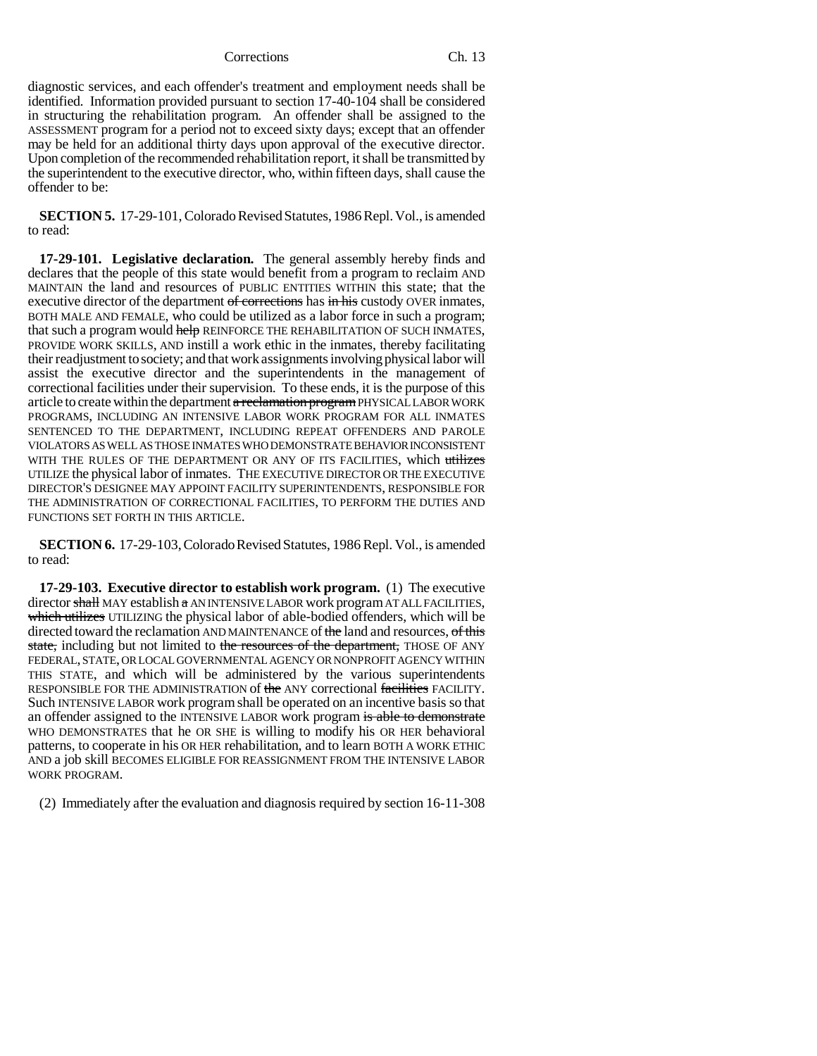diagnostic services, and each offender's treatment and employment needs shall be identified. Information provided pursuant to section 17-40-104 shall be considered in structuring the rehabilitation program. An offender shall be assigned to the ASSESSMENT program for a period not to exceed sixty days; except that an offender may be held for an additional thirty days upon approval of the executive director. Upon completion of the recommended rehabilitation report, it shall be transmitted by the superintendent to the executive director, who, within fifteen days, shall cause the offender to be:

**SECTION 5.** 17-29-101, Colorado Revised Statutes, 1986 Repl. Vol., is amended to read:

**17-29-101. Legislative declaration.** The general assembly hereby finds and declares that the people of this state would benefit from a program to reclaim AND MAINTAIN the land and resources of PUBLIC ENTITIES WITHIN this state; that the executive director of the department ~~of corrections~~ has ~~in his~~ custody OVER inmates, BOTH MALE AND FEMALE, who could be utilized as a labor force in such a program; that such a program would ~~help~~ REINFORCE THE REHABILITATION OF SUCH INMATES, PROVIDE WORK SKILLS, AND instill a work ethic in the inmates, thereby facilitating their readjustment to society; and that work assignments involving physical labor will assist the executive director and the superintendents in the management of correctional facilities under their supervision. To these ends, it is the purpose of this article to create within the department ~~a reclamation program~~ PHYSICAL LABOR WORK PROGRAMS, INCLUDING AN INTENSIVE LABOR WORK PROGRAM FOR ALL INMATES SENTENCED TO THE DEPARTMENT, INCLUDING REPEAT OFFENDERS AND PAROLE VIOLATORS AS WELL AS THOSE INMATES WHO DEMONSTRATE BEHAVIOR INCONSISTENT WITH THE RULES OF THE DEPARTMENT OR ANY OF ITS FACILITIES, which ~~utilizes~~ UTILIZE the physical labor of inmates. THE EXECUTIVE DIRECTOR OR THE EXECUTIVE DIRECTOR'S DESIGNEE MAY APPOINT FACILITY SUPERINTENDENTS, RESPONSIBLE FOR THE ADMINISTRATION OF CORRECTIONAL FACILITIES, TO PERFORM THE DUTIES AND FUNCTIONS SET FORTH IN THIS ARTICLE.

**SECTION 6.** 17-29-103, Colorado Revised Statutes, 1986 Repl. Vol., is amended to read:

**17-29-103. Executive director to establish work program.** (1) The executive director ~~shall~~ MAY establish ~~a~~ AN INTENSIVE LABOR work program AT ALL FACILITIES, ~~which utilizes~~ UTILIZING the physical labor of able-bodied offenders, which will be directed toward the reclamation AND MAINTENANCE of ~~the~~ land and resources, ~~of this state,~~ including but not limited to ~~the resources of the department,~~ THOSE OF ANY FEDERAL, STATE, OR LOCAL GOVERNMENTAL AGENCY OR NONPROFIT AGENCY WITHIN THIS STATE, and which will be administered by the various superintendents RESPONSIBLE FOR THE ADMINISTRATION of ~~the~~ ANY correctional ~~facilities~~ FACILITY. Such INTENSIVE LABOR work program shall be operated on an incentive basis so that an offender assigned to the INTENSIVE LABOR work program ~~is able to demonstrate~~ WHO DEMONSTRATES that he OR SHE is willing to modify his OR HER behavioral patterns, to cooperate in his OR HER rehabilitation, and to learn BOTH A WORK ETHIC AND a job skill BECOMES ELIGIBLE FOR REASSIGNMENT FROM THE INTENSIVE LABOR WORK PROGRAM.

(2) Immediately after the evaluation and diagnosis required by section 16-11-308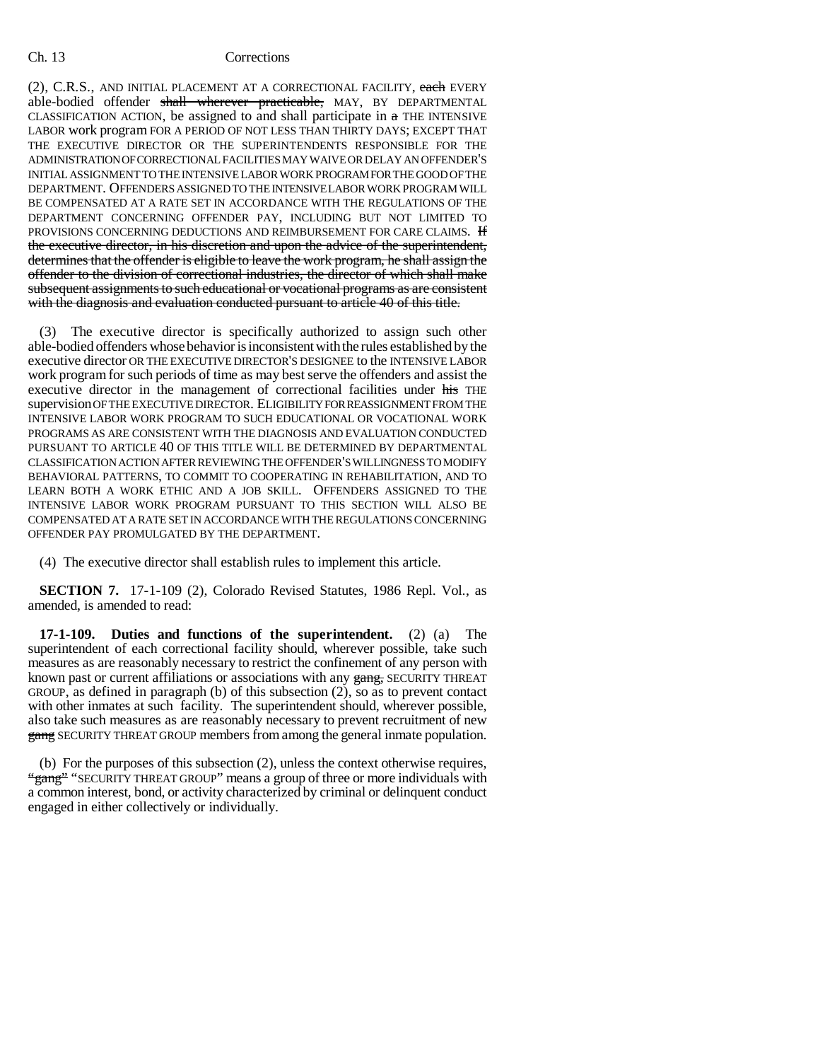(2), C.R.S., AND INITIAL PLACEMENT AT A CORRECTIONAL FACILITY, ~~each~~ EVERY able-bodied offender ~~shall wherever practicable,~~ MAY, BY DEPARTMENTAL CLASSIFICATION ACTION, be assigned to and shall participate in ~~a~~ THE INTENSIVE LABOR work program FOR A PERIOD OF NOT LESS THAN THIRTY DAYS; EXCEPT THAT THE EXECUTIVE DIRECTOR OR THE SUPERINTENDENTS RESPONSIBLE FOR THE ADMINISTRATION OF CORRECTIONAL FACILITIES MAY WAIVE OR DELAY AN OFFENDER'S INITIAL ASSIGNMENT TO THE INTENSIVE LABOR WORK PROGRAM FOR THE GOOD OF THE DEPARTMENT. OFFENDERS ASSIGNED TO THE INTENSIVE LABOR WORK PROGRAM WILL BE COMPENSATED AT A RATE SET IN ACCORDANCE WITH THE REGULATIONS OF THE DEPARTMENT CONCERNING OFFENDER PAY, INCLUDING BUT NOT LIMITED TO PROVISIONS CONCERNING DEDUCTIONS AND REIMBURSEMENT FOR CARE CLAIMS. ~~If the executive director, in his discretion and upon the advice of the superintendent, determines that the offender is eligible to leave the work program, he shall assign the offender to the division of correctional industries, the director of which shall make subsequent assignments to such educational or vocational programs as are consistent with the diagnosis and evaluation conducted pursuant to article 40 of this title.~~

(3) The executive director is specifically authorized to assign such other able-bodied offenders whose behavior is inconsistent with the rules established by the executive director OR THE EXECUTIVE DIRECTOR'S DESIGNEE to the INTENSIVE LABOR work program for such periods of time as may best serve the offenders and assist the executive director in the management of correctional facilities under ~~his~~ THE supervision OF THE EXECUTIVE DIRECTOR. ELIGIBILITY FOR REASSIGNMENT FROM THE INTENSIVE LABOR WORK PROGRAM TO SUCH EDUCATIONAL OR VOCATIONAL WORK PROGRAMS AS ARE CONSISTENT WITH THE DIAGNOSIS AND EVALUATION CONDUCTED PURSUANT TO ARTICLE 40 OF THIS TITLE WILL BE DETERMINED BY DEPARTMENTAL CLASSIFICATION ACTION AFTER REVIEWING THE OFFENDER'S WILLINGNESS TO MODIFY BEHAVIORAL PATTERNS, TO COMMIT TO COOPERATING IN REHABILITATION, AND TO LEARN BOTH A WORK ETHIC AND A JOB SKILL. OFFENDERS ASSIGNED TO THE INTENSIVE LABOR WORK PROGRAM PURSUANT TO THIS SECTION WILL ALSO BE COMPENSATED AT A RATE SET IN ACCORDANCE WITH THE REGULATIONS CONCERNING OFFENDER PAY PROMULGATED BY THE DEPARTMENT.

(4) The executive director shall establish rules to implement this article.

**SECTION 7.** 17-1-109 (2), Colorado Revised Statutes, 1986 Repl. Vol., as amended, is amended to read:

**17-1-109. Duties and functions of the superintendent.** (2) (a) The superintendent of each correctional facility should, wherever possible, take such measures as are reasonably necessary to restrict the confinement of any person with known past or current affiliations or associations with any ~~gang,~~ SECURITY THREAT GROUP, as defined in paragraph (b) of this subsection (2), so as to prevent contact with other inmates at such facility. The superintendent should, wherever possible, also take such measures as are reasonably necessary to prevent recruitment of new ~~gang~~ SECURITY THREAT GROUP members from among the general inmate population.

(b) For the purposes of this subsection (2), unless the context otherwise requires, ~~"gang"~~ "SECURITY THREAT GROUP" means a group of three or more individuals with a common interest, bond, or activity characterized by criminal or delinquent conduct engaged in either collectively or individually.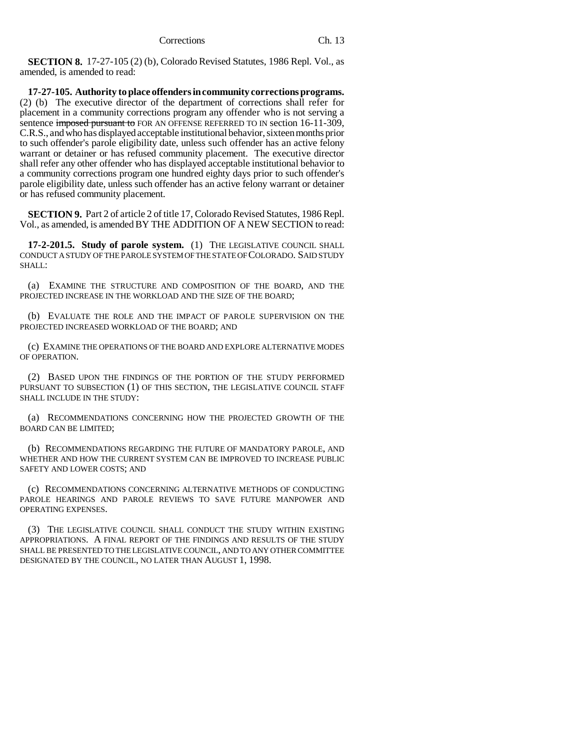**SECTION 8.** 17-27-105 (2) (b), Colorado Revised Statutes, 1986 Repl. Vol., as amended, is amended to read:

**17-27-105. Authority to place offenders in community corrections programs.** (2) (b) The executive director of the department of corrections shall refer for placement in a community corrections program any offender who is not serving a sentence ~~imposed pursuant to~~ FOR AN OFFENSE REFERRED TO IN section 16-11-309, C.R.S., and who has displayed acceptable institutional behavior, sixteen months prior to such offender's parole eligibility date, unless such offender has an active felony warrant or detainer or has refused community placement. The executive director shall refer any other offender who has displayed acceptable institutional behavior to a community corrections program one hundred eighty days prior to such offender's parole eligibility date, unless such offender has an active felony warrant or detainer or has refused community placement.

**SECTION 9.** Part 2 of article 2 of title 17, Colorado Revised Statutes, 1986 Repl. Vol., as amended, is amended BY THE ADDITION OF A NEW SECTION to read:

**17-2-201.5. Study of parole system.** (1) THE LEGISLATIVE COUNCIL SHALL CONDUCT A STUDY OF THE PAROLE SYSTEM OF THE STATE OF COLORADO. SAID STUDY SHALL:

(a) EXAMINE THE STRUCTURE AND COMPOSITION OF THE BOARD, AND THE PROJECTED INCREASE IN THE WORKLOAD AND THE SIZE OF THE BOARD;

(b) EVALUATE THE ROLE AND THE IMPACT OF PAROLE SUPERVISION ON THE PROJECTED INCREASED WORKLOAD OF THE BOARD; AND

(c) EXAMINE THE OPERATIONS OF THE BOARD AND EXPLORE ALTERNATIVE MODES OF OPERATION.

(2) BASED UPON THE FINDINGS OF THE PORTION OF THE STUDY PERFORMED PURSUANT TO SUBSECTION (1) OF THIS SECTION, THE LEGISLATIVE COUNCIL STAFF SHALL INCLUDE IN THE STUDY:

(a) RECOMMENDATIONS CONCERNING HOW THE PROJECTED GROWTH OF THE BOARD CAN BE LIMITED;

(b) RECOMMENDATIONS REGARDING THE FUTURE OF MANDATORY PAROLE, AND WHETHER AND HOW THE CURRENT SYSTEM CAN BE IMPROVED TO INCREASE PUBLIC SAFETY AND LOWER COSTS; AND

(c) RECOMMENDATIONS CONCERNING ALTERNATIVE METHODS OF CONDUCTING PAROLE HEARINGS AND PAROLE REVIEWS TO SAVE FUTURE MANPOWER AND OPERATING EXPENSES.

(3) THE LEGISLATIVE COUNCIL SHALL CONDUCT THE STUDY WITHIN EXISTING APPROPRIATIONS. A FINAL REPORT OF THE FINDINGS AND RESULTS OF THE STUDY SHALL BE PRESENTED TO THE LEGISLATIVE COUNCIL, AND TO ANY OTHER COMMITTEE DESIGNATED BY THE COUNCIL, NO LATER THAN AUGUST 1, 1998.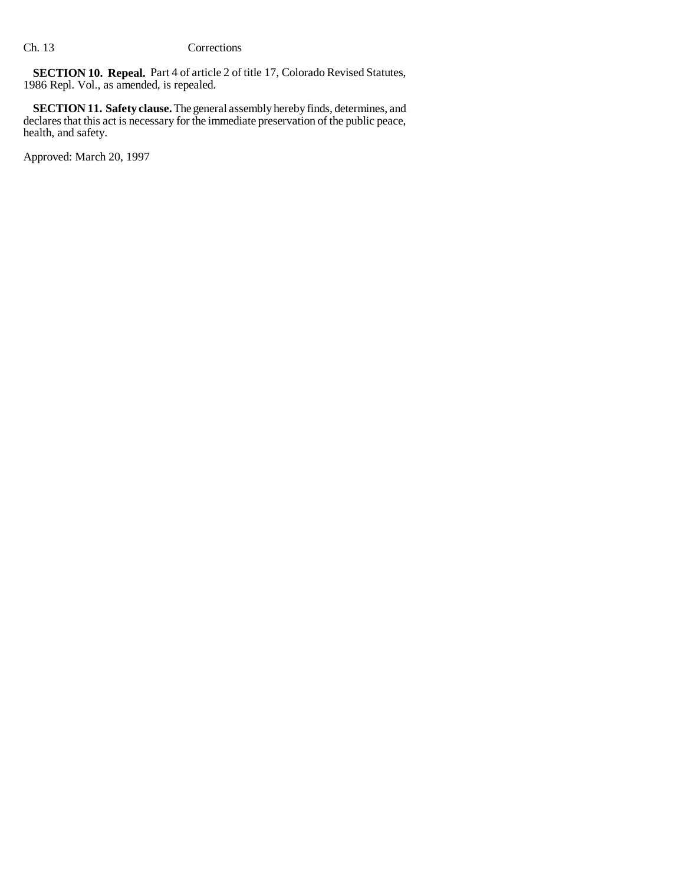**SECTION 10. Repeal.** Part 4 of article 2 of title 17, Colorado Revised Statutes, 1986 Repl. Vol., as amended, is repealed.

**SECTION 11. Safety clause.** The general assembly hereby finds, determines, and declares that this act is necessary for the immediate preservation of the public peace, health, and safety.

Approved: March 20, 1997